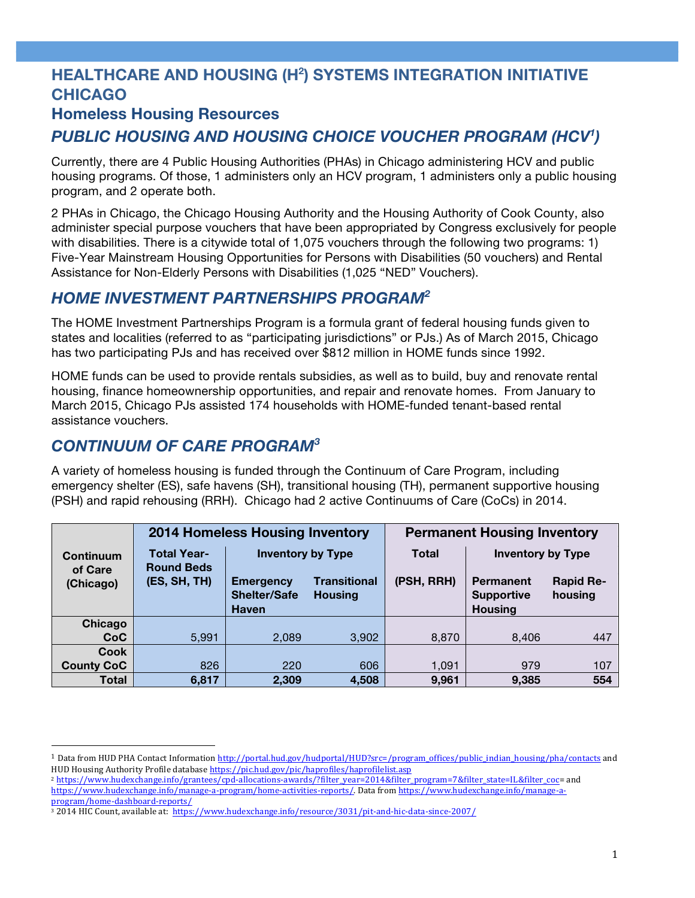# HEALTHCARE AND HOUSING (H²) SYSTEMS INTEGRATION INITIATIVE CHICAGO

## Homeless Housing Resources

## *PUBLIC HOUSING AND HOUSING CHOICE VOUCHER PROGRAM (HCV[1])*

Currently, there are 4 Public Housing Authorities (PHAs) in Chicago administering HCV and public housing programs. Of those, 1 administers only an HCV program, 1 administers only a public housing program, and 2 operate both.

2 PHAs in Chicago, the Chicago Housing Authority and the Housing Authority of Cook County, also administer special purpose vouchers that have been appropriated by Congress exclusively for people with disabilities. There is a citywide total of 1,075 vouchers through the following two programs: 1) Five-Year Mainstream Housing Opportunities for Persons with Disabilities (50 vouchers) and Rental Assistance for Non-Elderly Persons with Disabilities (1,025 "NED" Vouchers).

## *HOME INVESTMENT PARTNERSHIPS PROGRAM[2]*

The HOME Investment Partnerships Program is a formula grant of federal housing funds given to states and localities (referred to as "participating jurisdictions" or PJs.) As of March 2015, Chicago has two participating PJs and has received over $812 million in HOME funds since 1992.

HOME funds can be used to provide rentals subsidies, as well as to build, buy and renovate rental housing, finance homeownership opportunities, and repair and renovate homes. From January to March 2015, Chicago PJs assisted 174 households with HOME-funded tenant-based rental assistance vouchers.

## *CONTINUUM OF CARE PROGRAM[3]*

A variety of homeless housing is funded through the Continuum of Care Program, including emergency shelter (ES), safe havens (SH), transitional housing (TH), permanent supportive housing (PSH) and rapid rehousing (RRH). Chicago had 2 active Continuums of Care (CoCs) in 2014.

| Continuum of Care (Chicago) | 2014 Homeless Housing Inventory | | | Permanent Housing Inventory | | |
|---|---|---|---|---|---|---|
| | Total Year-Round Beds (ES, SH, TH) | Inventory by Type | | Total (PSH, RRH) | Inventory by Type | |
| | | Emergency Shelter/Safe Haven | Transitional Housing | | Permanent Supportive Housing | Rapid Re-housing |
| Chicago CoC | 5,991 | 2,089 | 3,902 | 8,870 | 8,406 | 447 |
| Cook County CoC | 826 | 220 | 606 | 1,091 | 979 | 107 |
| **Total** | **6,817** | **2,309** | **4,508** | **9,961** | **9,385** | **554** |

---

[1] Data from HUD PHA Contact Information http://portal.hud.gov/hudportal/HUD?src=/program_offices/public_indian_housing/pha/contacts and HUD Housing Authority Profile database https://pic.hud.gov/pic/haprofiles/haprofilelist.asp

[2] https://www.hudexchange.info/grantees/cpd-allocations-awards/?filter_year=2014&filter_program=7&filter_state=IL&filter_coc= and https://www.hudexchange.info/manage-a-program/home-activities-reports/. Data from https://www.hudexchange.info/manage-a-program/home-dashboard-reports/

[3] 2014 HIC Count, available at: https://www.hudexchange.info/resource/3031/pit-and-hic-data-since-2007/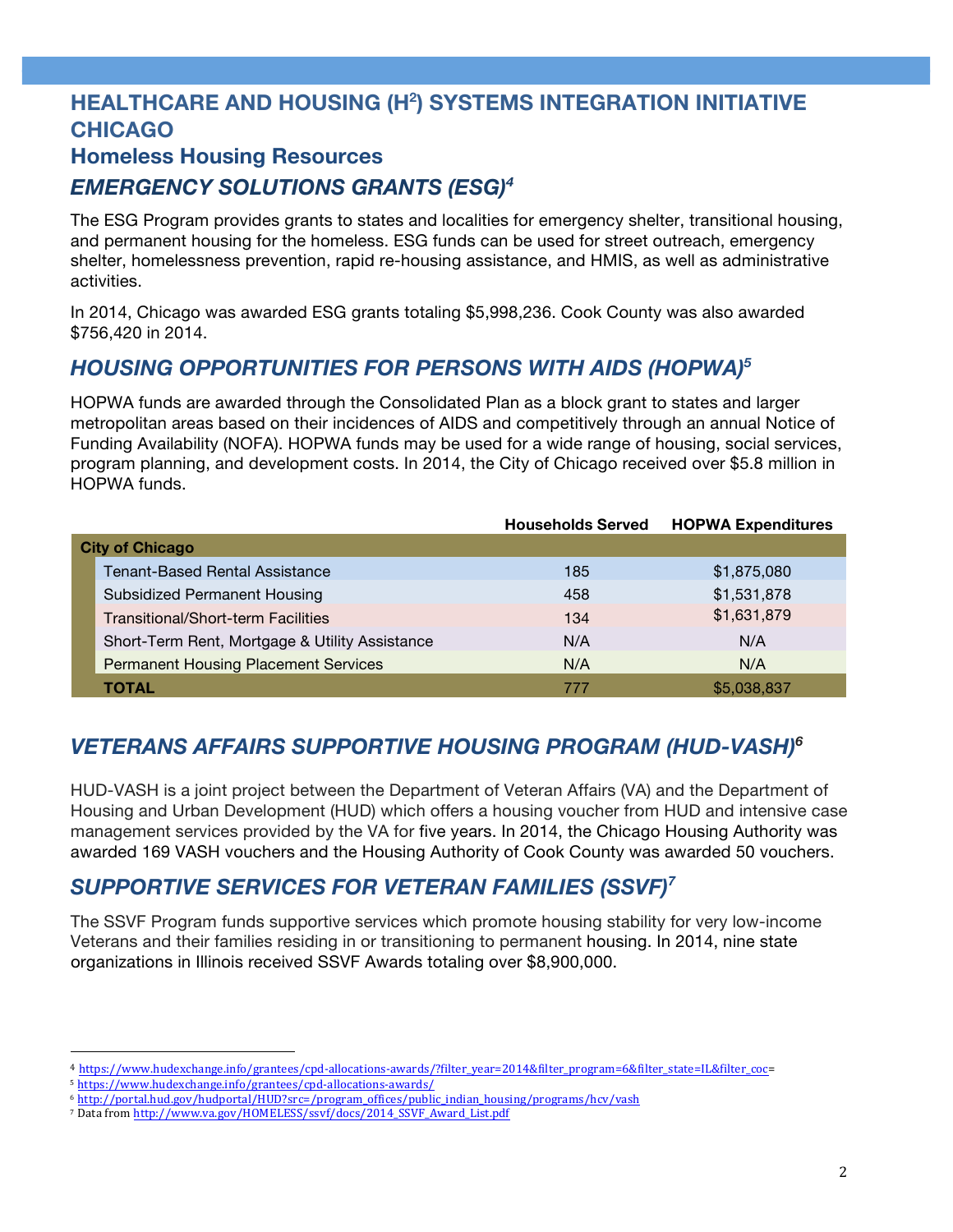# HEALTHCARE AND HOUSING ($H^2$) SYSTEMS INTEGRATION INITIATIVE CHICAGO

## Homeless Housing Resources

### *EMERGENCY SOLUTIONS GRANTS (ESG)*[4]

The ESG Program provides grants to states and localities for emergency shelter, transitional housing, and permanent housing for the homeless. ESG funds can be used for street outreach, emergency shelter, homelessness prevention, rapid re-housing assistance, and HMIS, as well as administrative activities.

In 2014, Chicago was awarded ESG grants totaling $5,998,236. Cook County was also awarded $756,420 in 2014.

### *HOUSING OPPORTUNITIES FOR PERSONS WITH AIDS (HOPWA)*[5]

HOPWA funds are awarded through the Consolidated Plan as a block grant to states and larger metropolitan areas based on their incidences of AIDS and competitively through an annual Notice of Funding Availability (NOFA). HOPWA funds may be used for a wide range of housing, social services, program planning, and development costs. In 2014, the City of Chicago received over $5.8 million in HOPWA funds.

| | Households Served | HOPWA Expenditures |
|---|---|---|
| **City of Chicago** | | |
| Tenant-Based Rental Assistance | 185 | $1,875,080 |
| Subsidized Permanent Housing | 458 | $1,531,878 |
| Transitional/Short-term Facilities | 134 | $1,631,879 |
| Short-Term Rent, Mortgage & Utility Assistance | N/A | N/A |
| Permanent Housing Placement Services | N/A | N/A |
| **TOTAL** | 777 | $5,038,837 |

### *VETERANS AFFAIRS SUPPORTIVE HOUSING PROGRAM (HUD-VASH)*[6]

HUD-VASH is a joint project between the Department of Veteran Affairs (VA) and the Department of Housing and Urban Development (HUD) which offers a housing voucher from HUD and intensive case management services provided by the VA for five years. In 2014, the Chicago Housing Authority was awarded 169 VASH vouchers and the Housing Authority of Cook County was awarded 50 vouchers.

### *SUPPORTIVE SERVICES FOR VETERAN FAMILIES (SSVF)*[7]

The SSVF Program funds supportive services which promote housing stability for very low-income Veterans and their families residing in or transitioning to permanent housing. In 2014, nine state organizations in Illinois received SSVF Awards totaling over $8,900,000.

---

[4] https://www.hudexchange.info/grantees/cpd-allocations-awards/?filter_year=2014&filter_program=6&filter_state=IL&filter_coc=

[5] https://www.hudexchange.info/grantees/cpd-allocations-awards/

[6] http://portal.hud.gov/hudportal/HUD?src=/program_offices/public_indian_housing/programs/hcv/vash

[7] Data from http://www.va.gov/HOMELESS/ssvf/docs/2014_SSVF_Award_List.pdf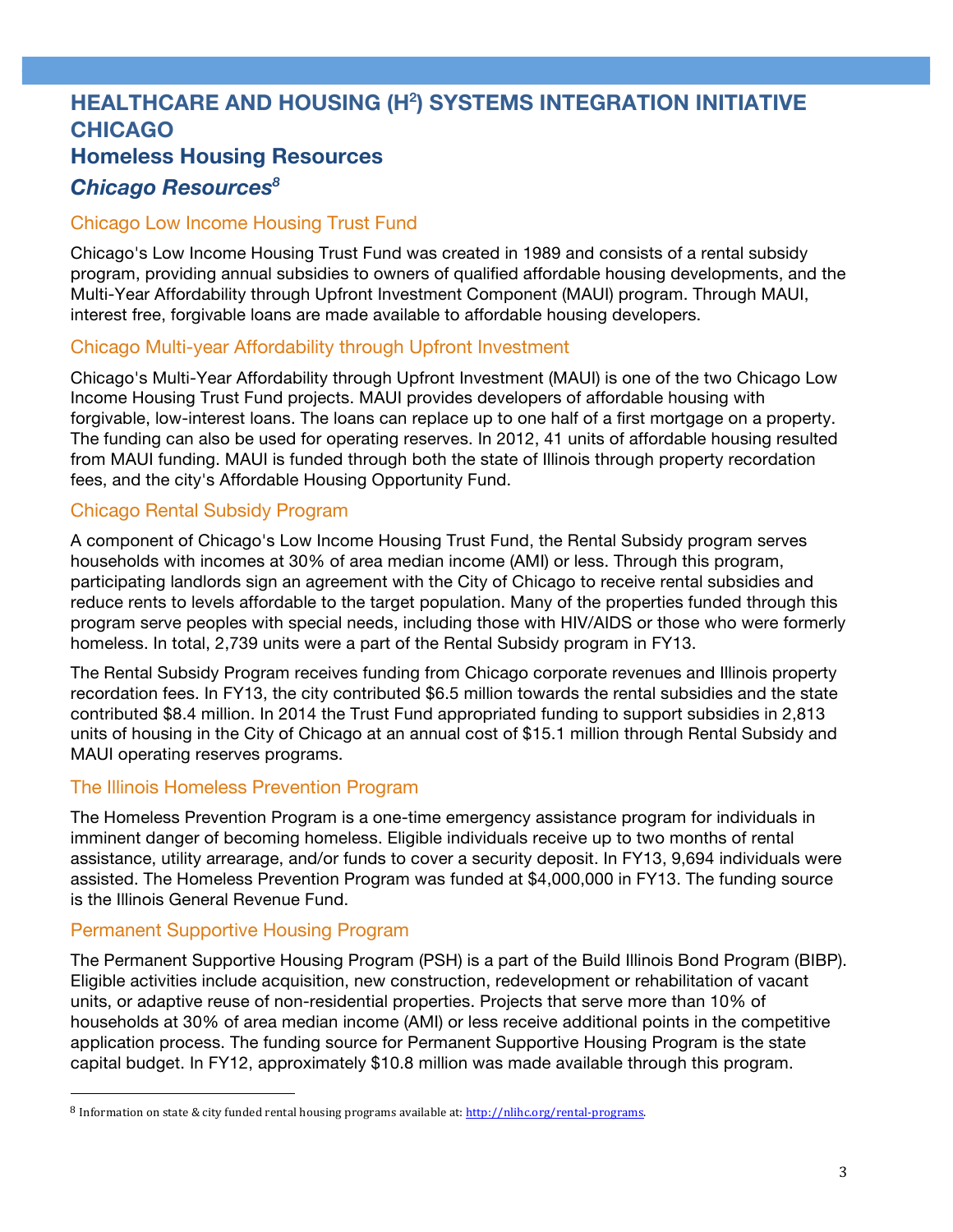# HEALTHCARE AND HOUSING ($H^2$) SYSTEMS INTEGRATION INITIATIVE CHICAGO

## Homeless Housing Resources

### *Chicago Resources*[8]

#### Chicago Low Income Housing Trust Fund

Chicago's Low Income Housing Trust Fund was created in 1989 and consists of a rental subsidy program, providing annual subsidies to owners of qualified affordable housing developments, and the Multi-Year Affordability through Upfront Investment Component (MAUI) program. Through MAUI, interest free, forgivable loans are made available to affordable housing developers.

#### Chicago Multi-year Affordability through Upfront Investment

Chicago's Multi-Year Affordability through Upfront Investment (MAUI) is one of the two Chicago Low Income Housing Trust Fund projects. MAUI provides developers of affordable housing with forgivable, low-interest loans. The loans can replace up to one half of a first mortgage on a property. The funding can also be used for operating reserves. In 2012, 41 units of affordable housing resulted from MAUI funding. MAUI is funded through both the state of Illinois through property recordation fees, and the city's Affordable Housing Opportunity Fund.

#### Chicago Rental Subsidy Program

A component of Chicago's Low Income Housing Trust Fund, the Rental Subsidy program serves households with incomes at 30% of area median income (AMI) or less. Through this program, participating landlords sign an agreement with the City of Chicago to receive rental subsidies and reduce rents to levels affordable to the target population. Many of the properties funded through this program serve peoples with special needs, including those with HIV/AIDS or those who were formerly homeless. In total, 2,739 units were a part of the Rental Subsidy program in FY13.

The Rental Subsidy Program receives funding from Chicago corporate revenues and Illinois property recordation fees. In FY13, the city contributed $6.5 million towards the rental subsidies and the state contributed $8.4 million. In 2014 the Trust Fund appropriated funding to support subsidies in 2,813 units of housing in the City of Chicago at an annual cost of $15.1 million through Rental Subsidy and MAUI operating reserves programs.

#### The Illinois Homeless Prevention Program

The Homeless Prevention Program is a one-time emergency assistance program for individuals in imminent danger of becoming homeless. Eligible individuals receive up to two months of rental assistance, utility arrearage, and/or funds to cover a security deposit. In FY13, 9,694 individuals were assisted. The Homeless Prevention Program was funded at $4,000,000 in FY13. The funding source is the Illinois General Revenue Fund.

#### Permanent Supportive Housing Program

The Permanent Supportive Housing Program (PSH) is a part of the Build Illinois Bond Program (BIBP). Eligible activities include acquisition, new construction, redevelopment or rehabilitation of vacant units, or adaptive reuse of non-residential properties. Projects that serve more than 10% of households at 30% of area median income (AMI) or less receive additional points in the competitive application process. The funding source for Permanent Supportive Housing Program is the state capital budget. In FY12, approximately $10.8 million was made available through this program.

---

[8] Information on state & city funded rental housing programs available at: http://nlihc.org/rental-programs.